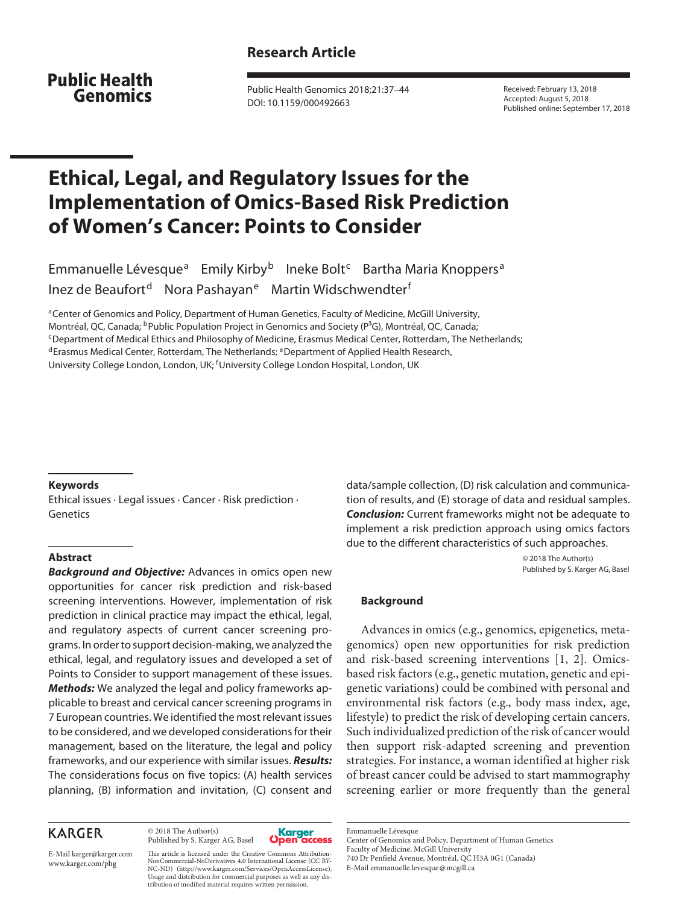**Research Article**

**Public Health Genomics**

DOI: 10.1159/000492663

Received: February 13, 2018
Accepted: August 5, 2018
Published online: September 17, 2018

# Ethical, Legal, and Regulatory Issues for the Implementation of Omics-Based Risk Prediction of Women's Cancer: Points to Consider

Emmanuelle Lévesque[a] Emily Kirby[b] Ineke Bolt[c] Bartha Maria Knoppers[a] Inez de Beaufort[d] Nora Pashayan[e] Martin Widschwendter[f]

[a]Center of Genomics and Policy, Department of Human Genetics, Faculty of Medicine, McGill University, Montréal, QC, Canada; [b]Public Population Project in Genomics and Society (P$^3$G), Montréal, QC, Canada; [c]Department of Medical Ethics and Philosophy of Medicine, Erasmus Medical Center, Rotterdam, The Netherlands; [d]Erasmus Medical Center, Rotterdam, The Netherlands; [e]Department of Applied Health Research, University College London, London, UK; [f]University College London Hospital, London, UK

### Keywords

Ethical issues · Legal issues · Cancer · Risk prediction · Genetics

### Abstract

***Background and Objective:*** Advances in omics open new opportunities for cancer risk prediction and risk-based screening interventions. However, implementation of risk prediction in clinical practice may impact the ethical, legal, and regulatory aspects of current cancer screening programs. In order to support decision-making, we analyzed the ethical, legal, and regulatory issues and developed a set of Points to Consider to support management of these issues. ***Methods:*** We analyzed the legal and policy frameworks applicable to breast and cervical cancer screening programs in 7 European countries. We identified the most relevant issues to be considered, and we developed considerations for their management, based on the literature, the legal and policy frameworks, and our experience with similar issues. ***Results:*** The considerations focus on five topics: (A) health services planning, (B) information and invitation, (C) consent and data/sample collection, (D) risk calculation and communication of results, and (E) storage of data and residual samples. ***Conclusion:*** Current frameworks might not be adequate to implement a risk prediction approach using omics factors due to the different characteristics of such approaches.

© 2018 The Author(s)
Published by S. Karger AG, Basel

## Background

Advances in omics (e.g., genomics, epigenetics, metagenomics) open new opportunities for risk prediction and risk-based screening interventions [1, 2]. Omics-based risk factors (e.g., genetic mutation, genetic and epigenetic variations) could be combined with personal and environmental risk factors (e.g., body mass index, age, lifestyle) to predict the risk of developing certain cancers. Such individualized prediction of the risk of cancer would then support risk-adapted screening and prevention strategies. For instance, a woman identified at higher risk of breast cancer could be advised to start mammography screening earlier or more frequently than the general

KARGER

E-Mail karger@karger.com
www.karger.com/phg

© 2018 The Author(s)
Published by S. Karger AG, Basel

This article is licensed under the Creative Commons Attribution-NonCommercial-NoDerivatives 4.0 International License (CC BY-NC-ND) (http://www.karger.com/Services/OpenAccessLicense). Usage and distribution for commercial purposes as well as any distribution of modified material requires written permission.

Emmanuelle Lévesque
Center of Genomics and Policy, Department of Human Genetics
Faculty of Medicine, McGill University
740 Dr Penfield Avenue, Montréal, QC H3A 0G1 (Canada)
E-Mail emmanuelle.levesque@mcgill.ca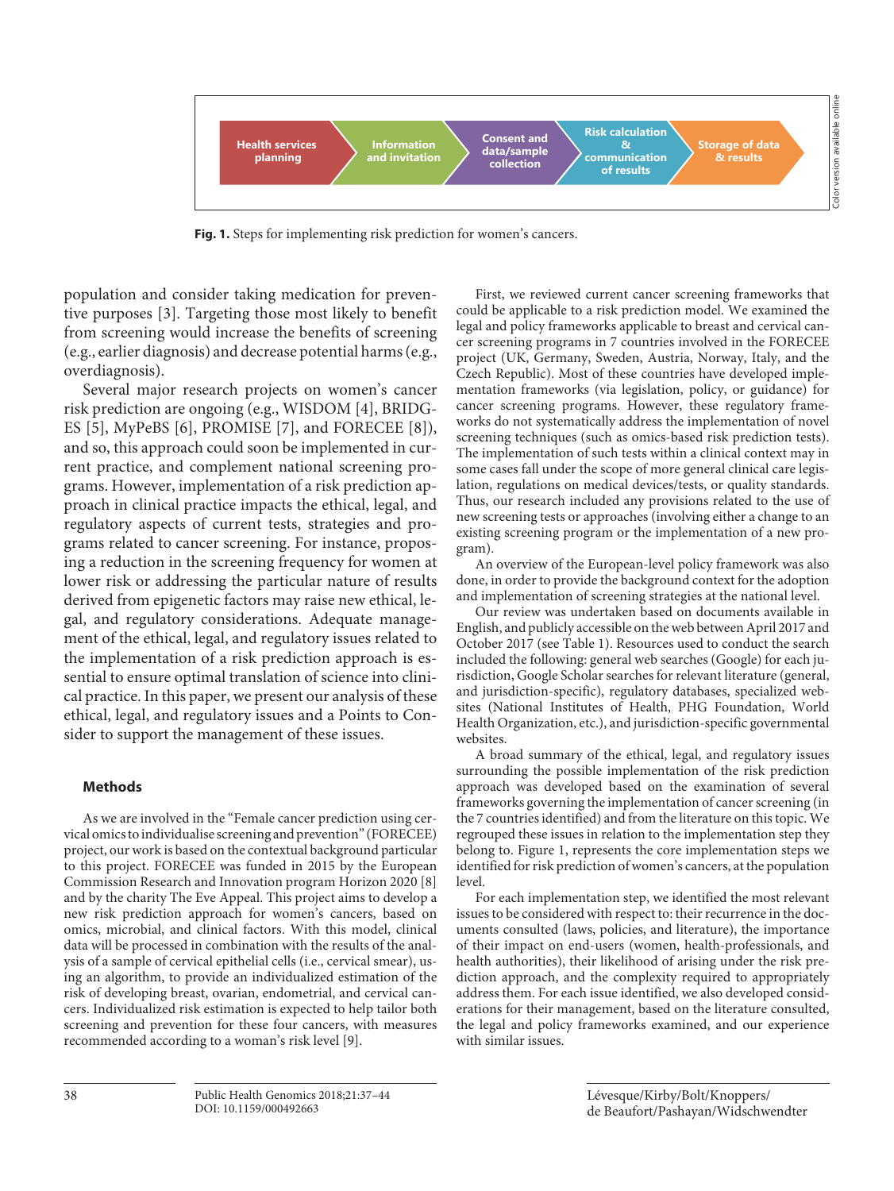Health services planning → Information and invitation → Consent and data/sample collection → Risk calculation & communication of results → Storage of data & results

**Fig. 1.** Steps for implementing risk prediction for women's cancers.

population and consider taking medication for preventive purposes [3]. Targeting those most likely to benefit from screening would increase the benefits of screening (e.g., earlier diagnosis) and decrease potential harms (e.g., overdiagnosis).

Several major research projects on women's cancer risk prediction are ongoing (e.g., WISDOM [4], BRIDGES [5], MyPeBS [6], PROMISE [7], and FORECEE [8]), and so, this approach could soon be implemented in current practice, and complement national screening programs. However, implementation of a risk prediction approach in clinical practice impacts the ethical, legal, and regulatory aspects of current tests, strategies and programs related to cancer screening. For instance, proposing a reduction in the screening frequency for women at lower risk or addressing the particular nature of results derived from epigenetic factors may raise new ethical, legal, and regulatory considerations. Adequate management of the ethical, legal, and regulatory issues related to the implementation of a risk prediction approach is essential to ensure optimal translation of science into clinical practice. In this paper, we present our analysis of these ethical, legal, and regulatory issues and a Points to Consider to support the management of these issues.

## Methods

As we are involved in the "Female cancer prediction using cervical omics to individualise screening and prevention" (FORECEE) project, our work is based on the contextual background particular to this project. FORECEE was funded in 2015 by the European Commission Research and Innovation program Horizon 2020 [8] and by the charity The Eve Appeal. This project aims to develop a new risk prediction approach for women's cancers, based on omics, microbial, and clinical factors. With this model, clinical data will be processed in combination with the results of the analysis of a sample of cervical epithelial cells (i.e., cervical smear), using an algorithm, to provide an individualized estimation of the risk of developing breast, ovarian, endometrial, and cervical cancers. Individualized risk estimation is expected to help tailor both screening and prevention for these four cancers, with measures recommended according to a woman's risk level [9].

First, we reviewed current cancer screening frameworks that could be applicable to a risk prediction model. We examined the legal and policy frameworks applicable to breast and cervical cancer screening programs in 7 countries involved in the FORECEE project (UK, Germany, Sweden, Austria, Norway, Italy, and the Czech Republic). Most of these countries have developed implementation frameworks (via legislation, policy, or guidance) for cancer screening programs. However, these regulatory frameworks do not systematically address the implementation of novel screening techniques (such as omics-based risk prediction tests). The implementation of such tests within a clinical context may in some cases fall under the scope of more general clinical care legislation, regulations on medical devices/tests, or quality standards. Thus, our research included any provisions related to the use of new screening tests or approaches (involving either a change to an existing screening program or the implementation of a new program).

An overview of the European-level policy framework was also done, in order to provide the background context for the adoption and implementation of screening strategies at the national level.

Our review was undertaken based on documents available in English, and publicly accessible on the web between April 2017 and October 2017 (see Table 1). Resources used to conduct the search included the following: general web searches (Google) for each jurisdiction, Google Scholar searches for relevant literature (general, and jurisdiction-specific), regulatory databases, specialized websites (National Institutes of Health, PHG Foundation, World Health Organization, etc.), and jurisdiction-specific governmental websites.

A broad summary of the ethical, legal, and regulatory issues surrounding the possible implementation of the risk prediction approach was developed based on the examination of several frameworks governing the implementation of cancer screening (in the 7 countries identified) and from the literature on this topic. We regrouped these issues in relation to the implementation step they belong to. Figure 1, represents the core implementation steps we identified for risk prediction of women's cancers, at the population level.

For each implementation step, we identified the most relevant issues to be considered with respect to: their recurrence in the documents consulted (laws, policies, and literature), the importance of their impact on end-users (women, health-professionals, and health authorities), their likelihood of arising under the risk prediction approach, and the complexity required to appropriately address them. For each issue identified, we also developed considerations for their management, based on the literature consulted, the legal and policy frameworks examined, and our experience with similar issues.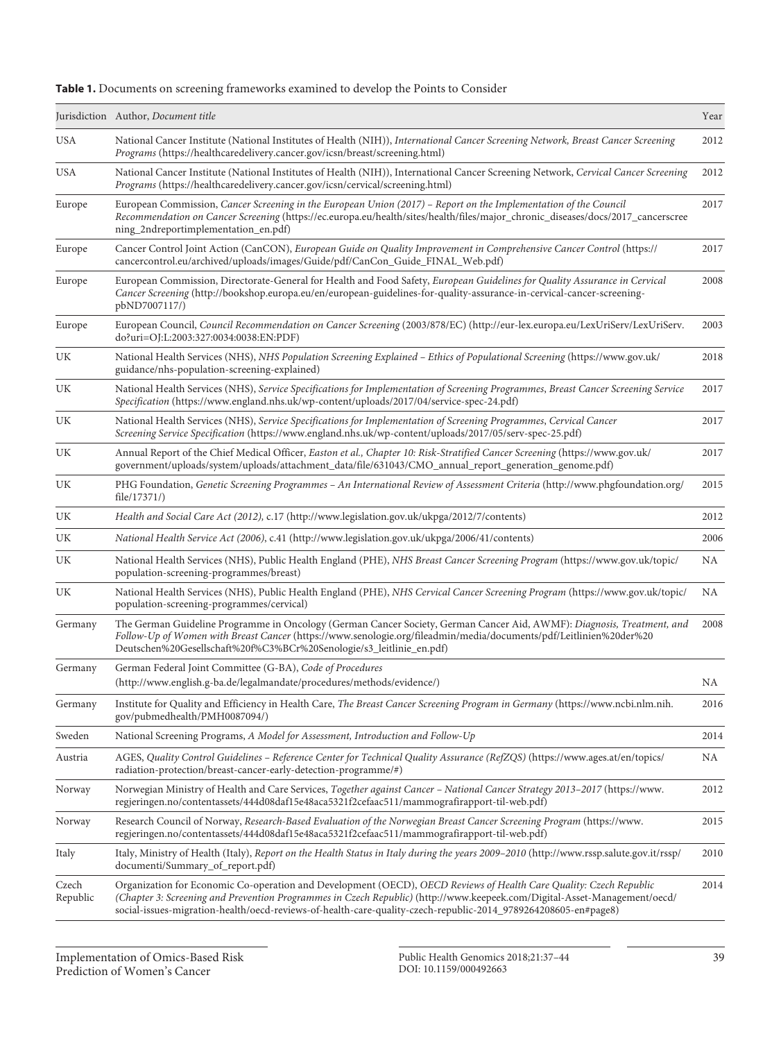**Table 1.** Documents on screening frameworks examined to develop the Points to Consider

| Jurisdiction | Author, *Document title* | Year |
|---|---|---|
| USA | National Cancer Institute (National Institutes of Health (NIH)), *International Cancer Screening Network, Breast Cancer Screening Programs* (https://healthcaredelivery.cancer.gov/icsn/breast/screening.html) | 2012 |
| USA | National Cancer Institute (National Institutes of Health (NIH)), International Cancer Screening Network, *Cervical Cancer Screening Programs* (https://healthcaredelivery.cancer.gov/icsn/cervical/screening.html) | 2012 |
| Europe | European Commission, *Cancer Screening in the European Union (2017) – Report on the Implementation of the Council Recommendation on Cancer Screening* (https://ec.europa.eu/health/sites/health/files/major_chronic_diseases/docs/2017_cancerscreening_2ndreportimplementation_en.pdf) | 2017 |
| Europe | Cancer Control Joint Action (CanCON), *European Guide on Quality Improvement in Comprehensive Cancer Control* (https://cancercontrol.eu/archived/uploads/images/Guide/pdf/CanCon_Guide_FINAL_Web.pdf) | 2017 |
| Europe | European Commission, Directorate-General for Health and Food Safety, *European Guidelines for Quality Assurance in Cervical Cancer Screening* (http://bookshop.europa.eu/en/european-guidelines-for-quality-assurance-in-cervical-cancer-screening-pbND7007117/) | 2008 |
| Europe | European Council, *Council Recommendation on Cancer Screening* (2003/878/EC) (http://eur-lex.europa.eu/LexUriServ/LexUriServ.do?uri=OJ:L:2003:327:0034:0038:EN:PDF) | 2003 |
| UK | National Health Services (NHS), *NHS Population Screening Explained – Ethics of Populational Screening* (https://www.gov.uk/guidance/nhs-population-screening-explained) | 2018 |
| UK | National Health Services (NHS), *Service Specifications for Implementation of Screening Programmes*, *Breast Cancer Screening Service Specification* (https://www.england.nhs.uk/wp-content/uploads/2017/04/service-spec-24.pdf) | 2017 |
| UK | National Health Services (NHS), *Service Specifications for Implementation of Screening Programmes*, *Cervical Cancer Screening Service Specification* (https://www.england.nhs.uk/wp-content/uploads/2017/05/serv-spec-25.pdf) | 2017 |
| UK | Annual Report of the Chief Medical Officer, *Easton et al., Chapter 10: Risk-Stratified Cancer Screening* (https://www.gov.uk/government/uploads/system/uploads/attachment_data/file/631043/CMO_annual_report_generation_genome.pdf) | 2017 |
| UK | PHG Foundation, *Genetic Screening Programmes – An International Review of Assessment Criteria* (http://www.phgfoundation.org/file/17371/) | 2015 |
| UK | *Health and Social Care Act (2012),* c.17 (http://www.legislation.gov.uk/ukpga/2012/7/contents) | 2012 |
| UK | *National Health Service Act (2006)*, c.41 (http://www.legislation.gov.uk/ukpga/2006/41/contents) | 2006 |
| UK | National Health Services (NHS), Public Health England (PHE), *NHS Breast Cancer Screening Program* (https://www.gov.uk/topic/population-screening-programmes/breast) | NA |
| UK | National Health Services (NHS), Public Health England (PHE), *NHS Cervical Cancer Screening Program* (https://www.gov.uk/topic/population-screening-programmes/cervical) | NA |
| Germany | The German Guideline Programme in Oncology (German Cancer Society, German Cancer Aid, AWMF): *Diagnosis, Treatment, and Follow-Up of Women with Breast Cancer* (https://www.senologie.org/fileadmin/media/documents/pdf/Leitlinien%20der%20Deutschen%20Gesellschaft%20f%C3%BCr%20Senologie/s3_leitlinie_en.pdf) | 2008 |
| Germany | German Federal Joint Committee (G-BA), *Code of Procedures* (http://www.english.g-ba.de/legalmandate/procedures/methods/evidence/) | NA |
| Germany | Institute for Quality and Efficiency in Health Care, *The Breast Cancer Screening Program in Germany* (https://www.ncbi.nlm.nih.gov/pubmedhealth/PMH0087094/) | 2016 |
| Sweden | National Screening Programs, *A Model for Assessment, Introduction and Follow-Up* | 2014 |
| Austria | AGES, *Quality Control Guidelines – Reference Center for Technical Quality Assurance (RefZQS)* (https://www.ages.at/en/topics/radiation-protection/breast-cancer-early-detection-programme/#) | NA |
| Norway | Norwegian Ministry of Health and Care Services, *Together against Cancer – National Cancer Strategy 2013–2017* (https://www.regjeringen.no/contentassets/444d08daf15e48aca5321f2cefaac511/mammografirapport-til-web.pdf) | 2012 |
| Norway | Research Council of Norway, *Research-Based Evaluation of the Norwegian Breast Cancer Screening Program* (https://www.regjeringen.no/contentassets/444d08daf15e48aca5321f2cefaac511/mammografirapport-til-web.pdf) | 2015 |
| Italy | Italy, Ministry of Health (Italy), *Report on the Health Status in Italy during the years 2009–2010* (http://www.rssp.salute.gov.it/rssp/documenti/Summary_of_report.pdf) | 2010 |
| Czech Republic | Organization for Economic Co-operation and Development (OECD), *OECD Reviews of Health Care Quality: Czech Republic (Chapter 3: Screening and Prevention Programmes in Czech Republic)* (http://www.keepeek.com/Digital-Asset-Management/oecd/social-issues-migration-health/oecd-reviews-of-health-care-quality-czech-republic-2014_9789264208605-en#page8) | 2014 |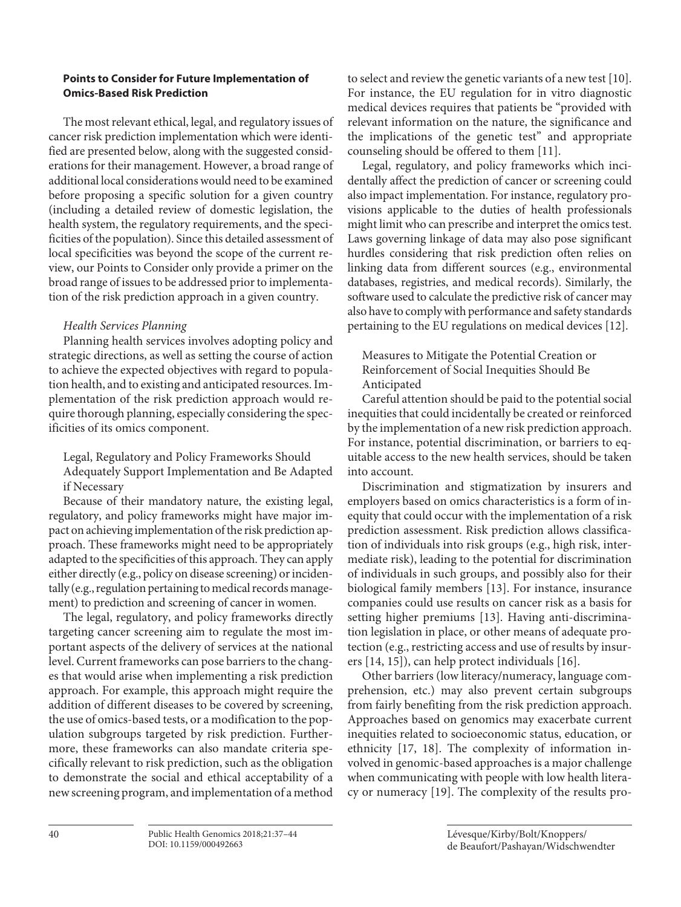### Points to Consider for Future Implementation of Omics-Based Risk Prediction

The most relevant ethical, legal, and regulatory issues of cancer risk prediction implementation which were identified are presented below, along with the suggested considerations for their management. However, a broad range of additional local considerations would need to be examined before proposing a specific solution for a given country (including a detailed review of domestic legislation, the health system, the regulatory requirements, and the specificities of the population). Since this detailed assessment of local specificities was beyond the scope of the current review, our Points to Consider only provide a primer on the broad range of issues to be addressed prior to implementation of the risk prediction approach in a given country.

#### *Health Services Planning*

Planning health services involves adopting policy and strategic directions, as well as setting the course of action to achieve the expected objectives with regard to population health, and to existing and anticipated resources. Implementation of the risk prediction approach would require thorough planning, especially considering the specificities of its omics component.

##### Legal, Regulatory and Policy Frameworks Should Adequately Support Implementation and Be Adapted if Necessary

Because of their mandatory nature, the existing legal, regulatory, and policy frameworks might have major impact on achieving implementation of the risk prediction approach. These frameworks might need to be appropriately adapted to the specificities of this approach. They can apply either directly (e.g., policy on disease screening) or incidentally (e.g., regulation pertaining to medical records management) to prediction and screening of cancer in women.

The legal, regulatory, and policy frameworks directly targeting cancer screening aim to regulate the most important aspects of the delivery of services at the national level. Current frameworks can pose barriers to the changes that would arise when implementing a risk prediction approach. For example, this approach might require the addition of different diseases to be covered by screening, the use of omics-based tests, or a modification to the population subgroups targeted by risk prediction. Furthermore, these frameworks can also mandate criteria specifically relevant to risk prediction, such as the obligation to demonstrate the social and ethical acceptability of a new screening program, and implementation of a method to select and review the genetic variants of a new test [10]. For instance, the EU regulation for in vitro diagnostic medical devices requires that patients be "provided with relevant information on the nature, the significance and the implications of the genetic test" and appropriate counseling should be offered to them [11].

Legal, regulatory, and policy frameworks which incidentally affect the prediction of cancer or screening could also impact implementation. For instance, regulatory provisions applicable to the duties of health professionals might limit who can prescribe and interpret the omics test. Laws governing linkage of data may also pose significant hurdles considering that risk prediction often relies on linking data from different sources (e.g., environmental databases, registries, and medical records). Similarly, the software used to calculate the predictive risk of cancer may also have to comply with performance and safety standards pertaining to the EU regulations on medical devices [12].

##### Measures to Mitigate the Potential Creation or Reinforcement of Social Inequities Should Be Anticipated

Careful attention should be paid to the potential social inequities that could incidentally be created or reinforced by the implementation of a new risk prediction approach. For instance, potential discrimination, or barriers to equitable access to the new health services, should be taken into account.

Discrimination and stigmatization by insurers and employers based on omics characteristics is a form of inequity that could occur with the implementation of a risk prediction assessment. Risk prediction allows classification of individuals into risk groups (e.g., high risk, intermediate risk), leading to the potential for discrimination of individuals in such groups, and possibly also for their biological family members [13]. For instance, insurance companies could use results on cancer risk as a basis for setting higher premiums [13]. Having anti-discrimination legislation in place, or other means of adequate protection (e.g., restricting access and use of results by insurers [14, 15]), can help protect individuals [16].

Other barriers (low literacy/numeracy, language comprehension, etc.) may also prevent certain subgroups from fairly benefiting from the risk prediction approach. Approaches based on genomics may exacerbate current inequities related to socioeconomic status, education, or ethnicity [17, 18]. The complexity of information involved in genomic-based approaches is a major challenge when communicating with people with low health literacy or numeracy [19]. The complexity of the results pro-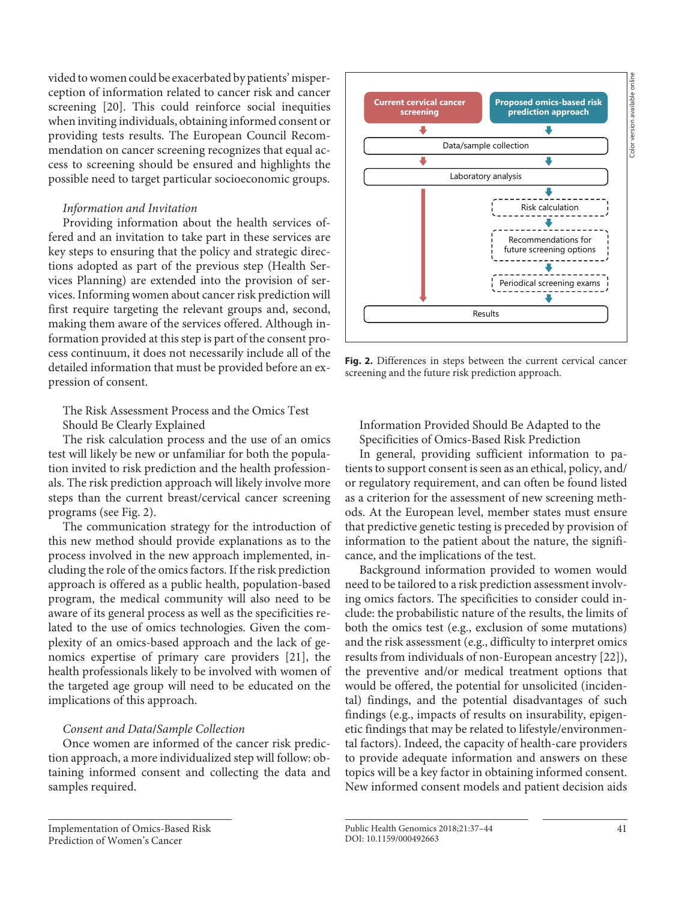vided to women could be exacerbated by patients' misperception of information related to cancer risk and cancer screening [20]. This could reinforce social inequities when inviting individuals, obtaining informed consent or providing tests results. The European Council Recommendation on cancer screening recognizes that equal access to screening should be ensured and highlights the possible need to target particular socioeconomic groups.

*Information and Invitation*

Providing information about the health services offered and an invitation to take part in these services are key steps to ensuring that the policy and strategic directions adopted as part of the previous step (Health Services Planning) are extended into the provision of services. Informing women about cancer risk prediction will first require targeting the relevant groups and, second, making them aware of the services offered. Although information provided at this step is part of the consent process continuum, it does not necessarily include all of the detailed information that must be provided before an expression of consent.

The Risk Assessment Process and the Omics Test Should Be Clearly Explained

The risk calculation process and the use of an omics test will likely be new or unfamiliar for both the population invited to risk prediction and the health professionals. The risk prediction approach will likely involve more steps than the current breast/cervical cancer screening programs (see Fig. 2).

The communication strategy for the introduction of this new method should provide explanations as to the process involved in the new approach implemented, including the role of the omics factors. If the risk prediction approach is offered as a public health, population-based program, the medical community will also need to be aware of its general process as well as the specificities related to the use of omics technologies. Given the complexity of an omics-based approach and the lack of genomics expertise of primary care providers [21], the health professionals likely to be involved with women of the targeted age group will need to be educated on the implications of this approach.

*Consent and Data/Sample Collection*

Once women are informed of the cancer risk prediction approach, a more individualized step will follow: obtaining informed consent and collecting the data and samples required.

**Fig. 2.** Differences in steps between the current cervical cancer screening and the future risk prediction approach.

Information Provided Should Be Adapted to the Specificities of Omics-Based Risk Prediction

In general, providing sufficient information to patients to support consent is seen as an ethical, policy, and/or regulatory requirement, and can often be found listed as a criterion for the assessment of new screening methods. At the European level, member states must ensure that predictive genetic testing is preceded by provision of information to the patient about the nature, the significance, and the implications of the test.

Background information provided to women would need to be tailored to a risk prediction assessment involving omics factors. The specificities to consider could include: the probabilistic nature of the results, the limits of both the omics test (e.g., exclusion of some mutations) and the risk assessment (e.g., difficulty to interpret omics results from individuals of non-European ancestry [22]), the preventive and/or medical treatment options that would be offered, the potential for unsolicited (incidental) findings, and the potential disadvantages of such findings (e.g., impacts of results on insurability, epigenetic findings that may be related to lifestyle/environmental factors). Indeed, the capacity of health-care providers to provide adequate information and answers on these topics will be a key factor in obtaining informed consent. New informed consent models and patient decision aids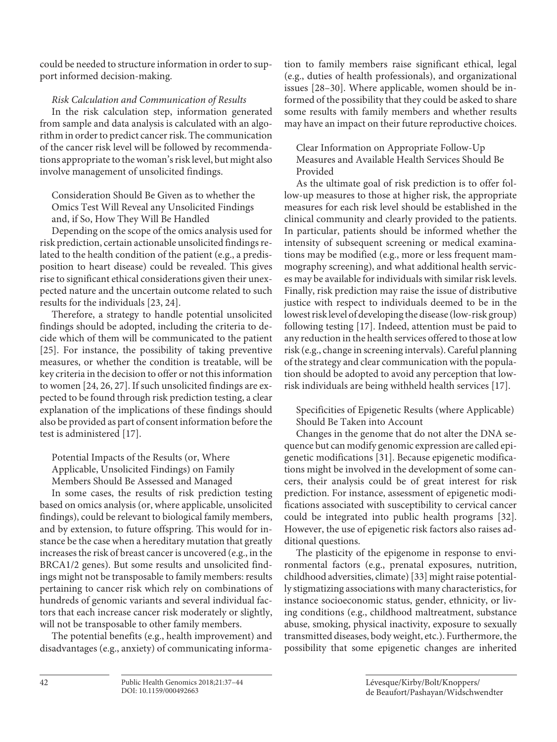could be needed to structure information in order to support informed decision-making.

*Risk Calculation and Communication of Results*

In the risk calculation step, information generated from sample and data analysis is calculated with an algorithm in order to predict cancer risk. The communication of the cancer risk level will be followed by recommendations appropriate to the woman's risk level, but might also involve management of unsolicited findings.

Consideration Should Be Given as to whether the Omics Test Will Reveal any Unsolicited Findings and, if So, How They Will Be Handled

Depending on the scope of the omics analysis used for risk prediction, certain actionable unsolicited findings related to the health condition of the patient (e.g., a predisposition to heart disease) could be revealed. This gives rise to significant ethical considerations given their unexpected nature and the uncertain outcome related to such results for the individuals [23, 24].

Therefore, a strategy to handle potential unsolicited findings should be adopted, including the criteria to decide which of them will be communicated to the patient [25]. For instance, the possibility of taking preventive measures, or whether the condition is treatable, will be key criteria in the decision to offer or not this information to women [24, 26, 27]. If such unsolicited findings are expected to be found through risk prediction testing, a clear explanation of the implications of these findings should also be provided as part of consent information before the test is administered [17].

Potential Impacts of the Results (or, Where Applicable, Unsolicited Findings) on Family Members Should Be Assessed and Managed

In some cases, the results of risk prediction testing based on omics analysis (or, where applicable, unsolicited findings), could be relevant to biological family members, and by extension, to future offspring. This would for instance be the case when a hereditary mutation that greatly increases the risk of breast cancer is uncovered (e.g., in the BRCA1/2 genes). But some results and unsolicited findings might not be transposable to family members: results pertaining to cancer risk which rely on combinations of hundreds of genomic variants and several individual factors that each increase cancer risk moderately or slightly, will not be transposable to other family members.

The potential benefits (e.g., health improvement) and disadvantages (e.g., anxiety) of communicating information to family members raise significant ethical, legal (e.g., duties of health professionals), and organizational issues [28–30]. Where applicable, women should be informed of the possibility that they could be asked to share some results with family members and whether results may have an impact on their future reproductive choices.

Clear Information on Appropriate Follow-Up Measures and Available Health Services Should Be Provided

As the ultimate goal of risk prediction is to offer follow-up measures to those at higher risk, the appropriate measures for each risk level should be established in the clinical community and clearly provided to the patients. In particular, patients should be informed whether the intensity of subsequent screening or medical examinations may be modified (e.g., more or less frequent mammography screening), and what additional health services may be available for individuals with similar risk levels. Finally, risk prediction may raise the issue of distributive justice with respect to individuals deemed to be in the lowest risk level of developing the disease (low-risk group) following testing [17]. Indeed, attention must be paid to any reduction in the health services offered to those at low risk (e.g., change in screening intervals). Careful planning of the strategy and clear communication with the population should be adopted to avoid any perception that low-risk individuals are being withheld health services [17].

Specificities of Epigenetic Results (where Applicable) Should Be Taken into Account

Changes in the genome that do not alter the DNA sequence but can modify genomic expression are called epigenetic modifications [31]. Because epigenetic modifications might be involved in the development of some cancers, their analysis could be of great interest for risk prediction. For instance, assessment of epigenetic modifications associated with susceptibility to cervical cancer could be integrated into public health programs [32]. However, the use of epigenetic risk factors also raises additional questions.

The plasticity of the epigenome in response to environmental factors (e.g., prenatal exposures, nutrition, childhood adversities, climate) [33] might raise potentially stigmatizing associations with many characteristics, for instance socioeconomic status, gender, ethnicity, or living conditions (e.g., childhood maltreatment, substance abuse, smoking, physical inactivity, exposure to sexually transmitted diseases, body weight, etc.). Furthermore, the possibility that some epigenetic changes are inherited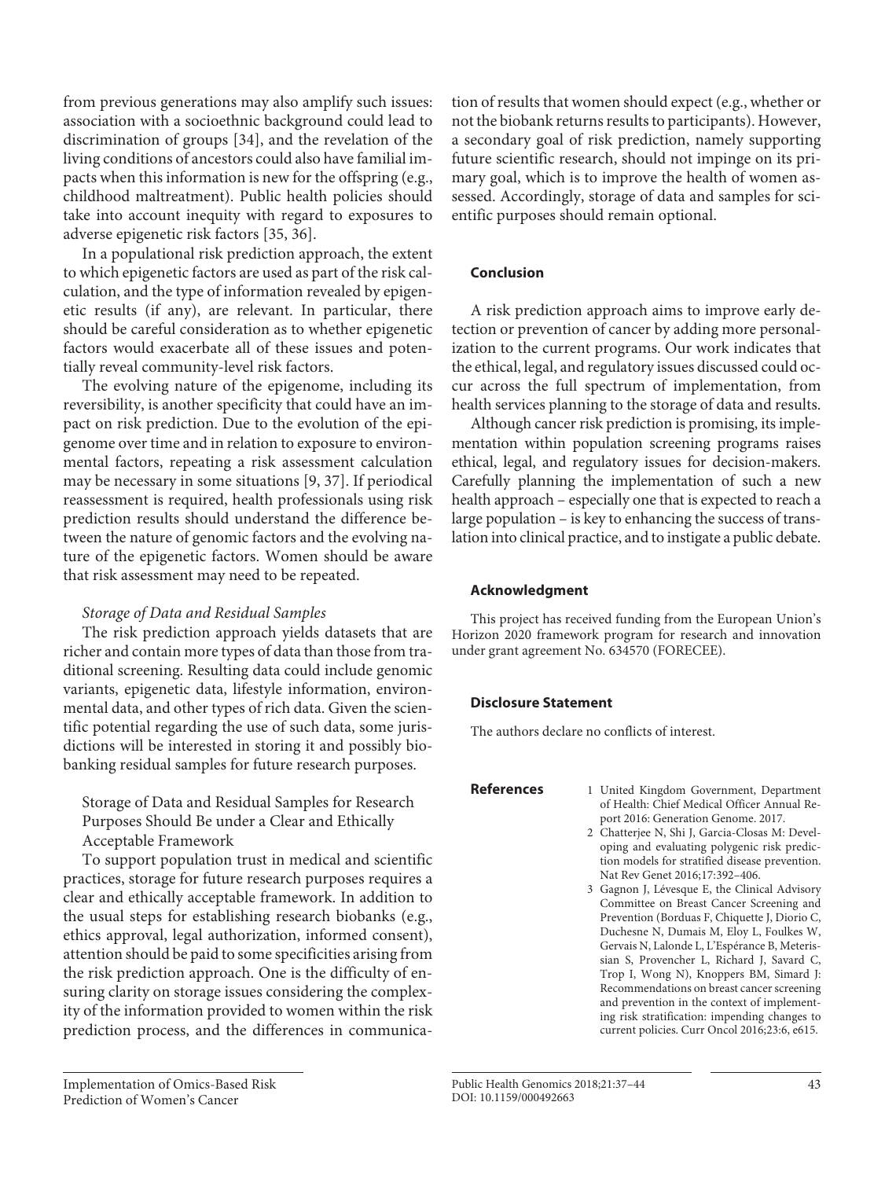from previous generations may also amplify such issues: association with a socioethnic background could lead to discrimination of groups [34], and the revelation of the living conditions of ancestors could also have familial impacts when this information is new for the offspring (e.g., childhood maltreatment). Public health policies should take into account inequity with regard to exposures to adverse epigenetic risk factors [35, 36].

In a populational risk prediction approach, the extent to which epigenetic factors are used as part of the risk calculation, and the type of information revealed by epigenetic results (if any), are relevant. In particular, there should be careful consideration as to whether epigenetic factors would exacerbate all of these issues and potentially reveal community-level risk factors.

The evolving nature of the epigenome, including its reversibility, is another specificity that could have an impact on risk prediction. Due to the evolution of the epigenome over time and in relation to exposure to environmental factors, repeating a risk assessment calculation may be necessary in some situations [9, 37]. If periodical reassessment is required, health professionals using risk prediction results should understand the difference between the nature of genomic factors and the evolving nature of the epigenetic factors. Women should be aware that risk assessment may need to be repeated.

*Storage of Data and Residual Samples*

The risk prediction approach yields datasets that are richer and contain more types of data than those from traditional screening. Resulting data could include genomic variants, epigenetic data, lifestyle information, environmental data, and other types of rich data. Given the scientific potential regarding the use of such data, some jurisdictions will be interested in storing it and possibly biobanking residual samples for future research purposes.

Storage of Data and Residual Samples for Research Purposes Should Be under a Clear and Ethically Acceptable Framework

To support population trust in medical and scientific practices, storage for future research purposes requires a clear and ethically acceptable framework. In addition to the usual steps for establishing research biobanks (e.g., ethics approval, legal authorization, informed consent), attention should be paid to some specificities arising from the risk prediction approach. One is the difficulty of ensuring clarity on storage issues considering the complexity of the information provided to women within the risk prediction process, and the differences in communication of results that women should expect (e.g., whether or not the biobank returns results to participants). However, a secondary goal of risk prediction, namely supporting future scientific research, should not impinge on its primary goal, which is to improve the health of women assessed. Accordingly, storage of data and samples for scientific purposes should remain optional.

## Conclusion

A risk prediction approach aims to improve early detection or prevention of cancer by adding more personalization to the current programs. Our work indicates that the ethical, legal, and regulatory issues discussed could occur across the full spectrum of implementation, from health services planning to the storage of data and results.

Although cancer risk prediction is promising, its implementation within population screening programs raises ethical, legal, and regulatory issues for decision-makers. Carefully planning the implementation of such a new health approach – especially one that is expected to reach a large population – is key to enhancing the success of translation into clinical practice, and to instigate a public debate.

## Acknowledgment

This project has received funding from the European Union's Horizon 2020 framework program for research and innovation under grant agreement No. 634570 (FORECEE).

## Disclosure Statement

The authors declare no conflicts of interest.

## References

1. United Kingdom Government, Department of Health: Chief Medical Officer Annual Report 2016: Generation Genome. 2017.
2. Chatterjee N, Shi J, Garcia-Closas M: Developing and evaluating polygenic risk prediction models for stratified disease prevention. Nat Rev Genet 2016;17:392–406.
3. Gagnon J, Lévesque E, the Clinical Advisory Committee on Breast Cancer Screening and Prevention (Borduas F, Chiquette J, Diorio C, Duchesne N, Dumais M, Eloy L, Foulkes W, Gervais N, Lalonde L, L'Espérance B, Meterissian S, Provencher L, Richard J, Savard C, Trop I, Wong N), Knoppers BM, Simard J: Recommendations on breast cancer screening and prevention in the context of implementing risk stratification: impending changes to current policies. Curr Oncol 2016;23:6, e615.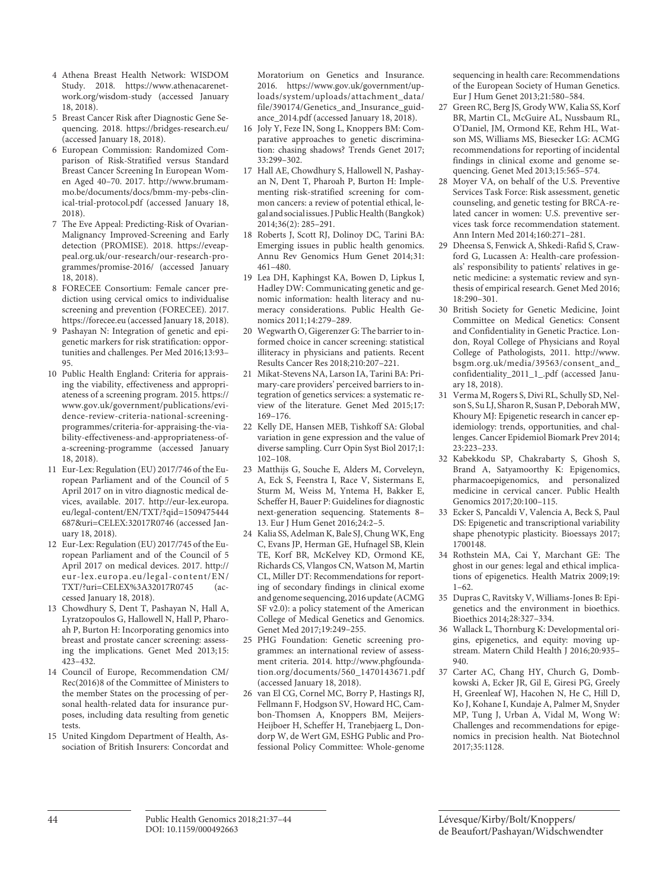4 Athena Breast Health Network: WISDOM Study. 2018. https://www.athenacarenetwork.org/wisdom-study (accessed January 18, 2018).

5 Breast Cancer Risk after Diagnostic Gene Sequencing. 2018. https://bridges-research.eu/ (accessed January 18, 2018).

6 European Commission: Randomized Comparison of Risk-Stratified versus Standard Breast Cancer Screening In European Women Aged 40–70. 2017. http://www.brumammo.be/documents/docs/bmm-my-pebs-clinical-trial-protocol.pdf (accessed January 18, 2018).

7 The Eve Appeal: Predicting-Risk of Ovarian-Malignancy Improved-Screening and Early detection (PROMISE). 2018. https://eveappeal.org.uk/our-research/our-research-programmes/promise-2016/ (accessed January 18, 2018).

8 FORECEE Consortium: Female cancer prediction using cervical omics to individualise screening and prevention (FORECEE). 2017. https://forecee.eu (accessed January 18, 2018).

9 Pashayan N: Integration of genetic and epigenetic markers for risk stratification: opportunities and challenges. Per Med 2016;13:93–95.

10 Public Health England: Criteria for appraising the viability, effectiveness and appropriateness of a screening program. 2015. https://www.gov.uk/government/publications/evidence-review-criteria-national-screening-programmes/criteria-for-appraising-the-viability-effectiveness-and-appropriateness-of-a-screening-programme (accessed January 18, 2018).

11 Eur-Lex: Regulation (EU) 2017/746 of the European Parliament and of the Council of 5 April 2017 on in vitro diagnostic medical devices, available. 2017. http://eur-lex.europa.eu/legal-content/EN/TXT/?qid=1509475444687&uri=CELEX:32017R0746 (accessed January 18, 2018).

12 Eur-Lex: Regulation (EU) 2017/745 of the European Parliament and of the Council of 5 April 2017 on medical devices. 2017. http://eur-lex.europa.eu/legal-content/EN/TXT/?uri=CELEX%3A32017R0745 (accessed January 18, 2018).

13 Chowdhury S, Dent T, Pashayan N, Hall A, Lyratzopoulos G, Hallowell N, Hall P, Pharoah P, Burton H: Incorporating genomics into breast and prostate cancer screening: assessing the implications. Genet Med 2013;15:423–432.

14 Council of Europe, Recommendation CM/Rec(2016)8 of the Committee of Ministers to the member States on the processing of personal health-related data for insurance purposes, including data resulting from genetic tests.

15 United Kingdom Department of Health, Association of British Insurers: Concordat and Moratorium on Genetics and Insurance. 2016. https://www.gov.uk/government/uploads/system/uploads/attachment_data/file/390174/Genetics_and_Insurance_guidance_2014.pdf (accessed January 18, 2018).

16 Joly Y, Feze IN, Song L, Knoppers BM: Comparative approaches to genetic discrimination: chasing shadows? Trends Genet 2017;33:299–302.

17 Hall AE, Chowdhury S, Hallowell N, Pashayan N, Dent T, Pharoah P, Burton H: Implementing risk-stratified screening for common cancers: a review of potential ethical, legal and social issues. J Public Health (Bangkok) 2014;36(2): 285–291.

18 Roberts J, Scott RJ, Dolinoy DC, Tarini BA: Emerging issues in public health genomics. Annu Rev Genomics Hum Genet 2014;31:461–480.

19 Lea DH, Kaphingst KA, Bowen D, Lipkus I, Hadley DW: Communicating genetic and genomic information: health literacy and numeracy considerations. Public Health Genomics 2011;14:279–289.

20 Wegwarth O, Gigerenzer G: The barrier to informed choice in cancer screening: statistical illiteracy in physicians and patients. Recent Results Cancer Res 2018;210:207–221.

21 Mikat-Stevens NA, Larson IA, Tarini BA: Primary-care providers' perceived barriers to integration of genetics services: a systematic review of the literature. Genet Med 2015;17:169–176.

22 Kelly DE, Hansen MEB, Tishkoff SA: Global variation in gene expression and the value of diverse sampling. Curr Opin Syst Biol 2017;1:102–108.

23 Matthijs G, Souche E, Alders M, Corveleyn, A, Eck S, Feenstra I, Race V, Sistermans E, Sturm M, Weiss M, Yntema H, Bakker E, Scheffer H, Bauer P: Guidelines for diagnostic next-generation sequencing. Statements 8–13. Eur J Hum Genet 2016;24:2–5.

24 Kalia SS, Adelman K, Bale SJ, Chung WK, Eng C, Evans JP, Herman GE, Hufnagel SB, Klein TE, Korf BR, McKelvey KD, Ormond KE, Richards CS, Vlangos CN, Watson M, Martin CL, Miller DT: Recommendations for reporting of secondary findings in clinical exome and genome sequencing, 2016 update (ACMG SF v2.0): a policy statement of the American College of Medical Genetics and Genomics. Genet Med 2017;19:249–255.

25 PHG Foundation: Genetic screening programmes: an international review of assessment criteria. 2014. http://www.phgfoundation.org/documents/560_1470143671.pdf (accessed January 18, 2018).

26 van El CG, Cornel MC, Borry P, Hastings RJ, Fellmann F, Hodgson SV, Howard HC, Cambon-Thomsen A, Knoppers BM, Meijers-Heijboer H, Scheffer H, Tranebjaerg L, Dondorp W, de Wert GM, ESHG Public and Professional Policy Committee: Whole-genome sequencing in health care: Recommendations of the European Society of Human Genetics. Eur J Hum Genet 2013;21:580–584.

27 Green RC, Berg JS, Grody WW, Kalia SS, Korf BR, Martin CL, McGuire AL, Nussbaum RL, O'Daniel, JM, Ormond KE, Rehm HL, Watson MS, Williams MS, Biesecker LG: ACMG recommendations for reporting of incidental findings in clinical exome and genome sequencing. Genet Med 2013;15:565–574.

28 Moyer VA, on behalf of the U.S. Preventive Services Task Force: Risk assessment, genetic counseling, and genetic testing for BRCA-related cancer in women: U.S. preventive services task force recommendation statement. Ann Intern Med 2014;160:271–281.

29 Dheensa S, Fenwick A, Shkedi-Rafid S, Crawford G, Lucassen A: Health-care professionals' responsibility to patients' relatives in genetic medicine: a systematic review and synthesis of empirical research. Genet Med 2016;18:290–301.

30 British Society for Genetic Medicine, Joint Committee on Medical Genetics: Consent and Confidentiality in Genetic Practice. London, Royal College of Physicians and Royal College of Pathologists, 2011. http://www.bsgm.org.uk/media/39563/consent_and_confidentiality_2011_1_.pdf (accessed January 18, 2018).

31 Verma M, Rogers S, Divi RL, Schully SD, Nelson S, Su LJ, Sharon R, Susan P, Deborah MW, Khoury MJ: Epigenetic research in cancer epidemiology: trends, opportunities, and challenges. Cancer Epidemiol Biomark Prev 2014;23:223–233.

32 Kabekkodu SP, Chakrabarty S, Ghosh S, Brand A, Satyamoorthy K: Epigenomics, pharmacoepigenomics, and personalized medicine in cervical cancer. Public Health Genomics 2017;20:100–115.

33 Ecker S, Pancaldi V, Valencia A, Beck S, Paul DS: Epigenetic and transcriptional variability shape phenotypic plasticity. Bioessays 2017;1700148.

34 Rothstein MA, Cai Y, Marchant GE: The ghost in our genes: legal and ethical implications of epigenetics. Health Matrix 2009;19:1–62.

35 Dupras C, Ravitsky V, Williams-Jones B: Epigenetics and the environment in bioethics. Bioethics 2014;28:327–334.

36 Wallack L, Thornburg K: Developmental origins, epigenetics, and equity: moving upstream. Matern Child Health J 2016;20:935–940.

37 Carter AC, Chang HY, Church G, Dombkowski A, Ecker JR, Gil E, Giresi PG, Greely H, Greenleaf WJ, Hacohen N, He C, Hill D, Ko J, Kohane I, Kundaje A, Palmer M, Snyder MP, Tung J, Urban A, Vidal M, Wong W: Challenges and recommendations for epigenomics in precision health. Nat Biotechnol 2017;35:1128.